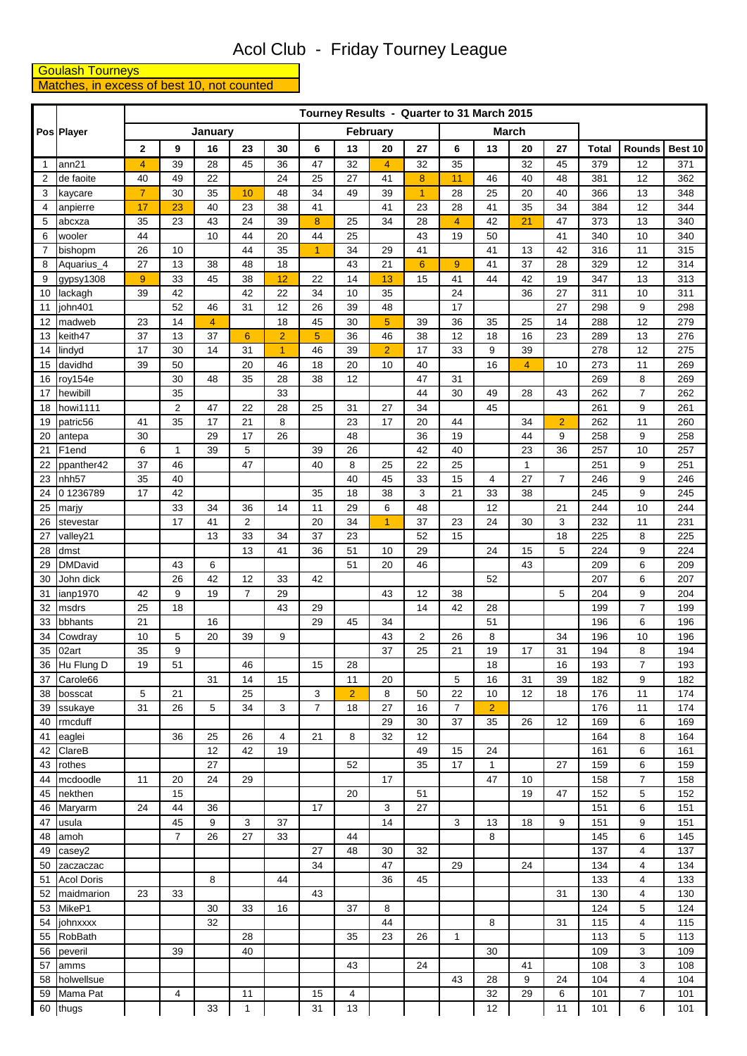# Acol Club - Friday Tourney League

Goulash Tourneys

Matches, in excess of best 10, not counted

| Pos | Player | Tourney Results - Quarter to 31 March 2015 | | | | | | | | | | | | | | | |
|---|---|---|---|---|---|---|---|---|---|---|---|---|---|---|---|---|---|
| | | January | | | | | February | | | | March | | | | | | |
| | | 2 | 9 | 16 | 23 | 30 | 6 | 13 | 20 | 27 | 6 | 13 | 20 | 27 | Total | Rounds | Best 10 |
| 1 | ann21 | 4 | 39 | 28 | 45 | 36 | 47 | 32 | 4 | 32 | 35 | | 32 | 45 | 379 | 12 | 371 |
| 2 | de faoite | 40 | 49 | 22 | | 24 | 25 | 27 | 41 | 8 | 11 | 46 | 40 | 48 | 381 | 12 | 362 |
| 3 | kaycare | 7 | 30 | 35 | 10 | 48 | 34 | 49 | 39 | 1 | 28 | 25 | 20 | 40 | 366 | 13 | 348 |
| 4 | anpierre | 17 | 23 | 40 | 23 | 38 | 41 | | 41 | 23 | 28 | 41 | 35 | 34 | 384 | 12 | 344 |
| 5 | abcxza | 35 | 23 | 43 | 24 | 39 | 8 | 25 | 34 | 28 | 4 | 42 | 21 | 47 | 373 | 13 | 340 |
| 6 | wooler | 44 | | 10 | 44 | 20 | 44 | 25 | | 43 | 19 | 50 | | 41 | 340 | 10 | 340 |
| 7 | bishopm | 26 | 10 | | 44 | 35 | 1 | 34 | 29 | 41 | | 41 | 13 | 42 | 316 | 11 | 315 |
| 8 | Aquarius_4 | 27 | 13 | 38 | 48 | 18 | | 43 | 21 | 6 | 9 | 41 | 37 | 28 | 329 | 12 | 314 |
| 9 | gypsy1308 | 9 | 33 | 45 | 38 | 12 | 22 | 14 | 13 | 15 | 41 | 44 | 42 | 19 | 347 | 13 | 313 |
| 10 | lackagh | 39 | 42 | | 42 | 22 | 34 | 10 | 35 | | 24 | | 36 | 27 | 311 | 10 | 311 |
| 11 | john401 | | 52 | 46 | 31 | 12 | 26 | 39 | 48 | | 17 | | | 27 | 298 | 9 | 298 |
| 12 | madweb | 23 | 14 | 4 | | 18 | 45 | 30 | 5 | 39 | 36 | 35 | 25 | 14 | 288 | 12 | 279 |
| 13 | keith47 | 37 | 13 | 37 | 6 | 2 | 5 | 36 | 46 | 38 | 12 | 18 | 16 | 23 | 289 | 13 | 276 |
| 14 | lindyd | 17 | 30 | 14 | 31 | 1 | 46 | 39 | 2 | 17 | 33 | 9 | 39 | | 278 | 12 | 275 |
| 15 | davidhd | 39 | 50 | | 20 | 46 | 18 | 20 | 10 | 40 | | 16 | 4 | 10 | 273 | 11 | 269 |
| 16 | roy154e | | 30 | 48 | 35 | 28 | 38 | 12 | | 47 | 31 | | | | 269 | 8 | 269 |
| 17 | hewibill | | 35 | | | 33 | | | | 44 | 30 | 49 | 28 | 43 | 262 | 7 | 262 |
| 18 | howi1111 | | 2 | 47 | 22 | 28 | 25 | 31 | 27 | 34 | | 45 | | | 261 | 9 | 261 |
| 19 | patric56 | 41 | 35 | 17 | 21 | 8 | | 23 | 17 | 20 | 44 | | 34 | 2 | 262 | 11 | 260 |
| 20 | antepa | 30 | | 29 | 17 | 26 | | 48 | | 36 | 19 | | 44 | 9 | 258 | 9 | 258 |
| 21 | F1end | 6 | 1 | 39 | 5 | | 39 | 26 | | 42 | 40 | | 23 | 36 | 257 | 10 | 257 |
| 22 | ppanther42 | 37 | 46 | | 47 | | 40 | 8 | 25 | 22 | 25 | | 1 | | 251 | 9 | 251 |
| 23 | nhh57 | 35 | 40 | | | | | 40 | 45 | 33 | 15 | 4 | 27 | 7 | 246 | 9 | 246 |
| 24 | 0 1236789 | 17 | 42 | | | | 35 | 18 | 38 | 3 | 21 | 33 | 38 | | 245 | 9 | 245 |
| 25 | marjy | | 33 | 34 | 36 | 14 | 11 | 29 | 6 | 48 | | 12 | | 21 | 244 | 10 | 244 |
| 26 | stevestar | | 17 | 41 | 2 | | 20 | 34 | 1 | 37 | 23 | 24 | 30 | 3 | 232 | 11 | 231 |
| 27 | valley21 | | | 13 | 33 | 34 | 37 | 23 | | 52 | 15 | | | 18 | 225 | 8 | 225 |
| 28 | dmst | | | | 13 | 41 | 36 | 51 | 10 | 29 | | 24 | 15 | 5 | 224 | 9 | 224 |
| 29 | DMDavid | | 43 | 6 | | | | 51 | 20 | 46 | | | 43 | | 209 | 6 | 209 |
| 30 | John dick | | 26 | 42 | 12 | 33 | 42 | | | | | 52 | | | 207 | 6 | 207 |
| 31 | ianp1970 | 42 | 9 | 19 | 7 | 29 | | | 43 | 12 | 38 | | | 5 | 204 | 9 | 204 |
| 32 | msdrs | 25 | 18 | | | 43 | 29 | | | 14 | 42 | 28 | | | 199 | 7 | 199 |
| 33 | bbhants | 21 | | 16 | | | 29 | 45 | 34 | | | 51 | | | 196 | 6 | 196 |
| 34 | Cowdray | 10 | 5 | 20 | 39 | 9 | | | 43 | 2 | 26 | 8 | | 34 | 196 | 10 | 196 |
| 35 | 02art | 35 | 9 | | | | | | 37 | 25 | 21 | 19 | 17 | 31 | 194 | 8 | 194 |
| 36 | Hu Flung D | 19 | 51 | | 46 | | 15 | 28 | | | | 18 | | 16 | 193 | 7 | 193 |
| 37 | Carole66 | | | 31 | 14 | 15 | | 11 | 20 | | 5 | 16 | 31 | 39 | 182 | 9 | 182 |
| 38 | bosscat | 5 | 21 | | 25 | | 3 | 2 | 8 | 50 | 22 | 10 | 12 | 18 | 176 | 11 | 174 |
| 39 | ssukaye | 31 | 26 | 5 | 34 | 3 | 7 | 18 | 27 | 16 | 7 | 2 | | | 176 | 11 | 174 |
| 40 | rmcduff | | | | | | | | 29 | 30 | 37 | 35 | 26 | 12 | 169 | 6 | 169 |
| 41 | eaglei | | 36 | 25 | 26 | 4 | 21 | 8 | 32 | 12 | | | | | 164 | 8 | 164 |
| 42 | ClareB | | | 12 | 42 | 19 | | | | 49 | 15 | 24 | | | 161 | 6 | 161 |
| 43 | rothes | | | 27 | | | | 52 | | 35 | 17 | 1 | | 27 | 159 | 6 | 159 |
| 44 | mcdoodle | 11 | 20 | 24 | 29 | | | | 17 | | | 47 | 10 | | 158 | 7 | 158 |
| 45 | nekthen | | 15 | | | | | 20 | | 51 | | | 19 | 47 | 152 | 5 | 152 |
| 46 | Maryarm | 24 | 44 | 36 | | | 17 | | 3 | 27 | | | | | 151 | 6 | 151 |
| 47 | usula | | 45 | 9 | 3 | 37 | | | 14 | | 3 | 13 | 18 | 9 | 151 | 9 | 151 |
| 48 | amoh | | 7 | 26 | 27 | 33 | | 44 | | | | 8 | | | 145 | 6 | 145 |
| 49 | casey2 | | | | | | 27 | 48 | 30 | 32 | | | | | 137 | 4 | 137 |
| 50 | zaczaczac | | | | | | 34 | | 47 | | 29 | | 24 | | 134 | 4 | 134 |
| 51 | Acol Doris | | | 8 | | 44 | | | 36 | 45 | | | | | 133 | 4 | 133 |
| 52 | maidmarion | 23 | 33 | | | | 43 | | | | | | | 31 | 130 | 4 | 130 |
| 53 | MikeP1 | | | 30 | 33 | 16 | | 37 | 8 | | | | | | 124 | 5 | 124 |
| 54 | johnxxxx | | | 32 | | | | | 44 | | | 8 | | 31 | 115 | 4 | 115 |
| 55 | RobBath | | | | 28 | | | 35 | 23 | 26 | 1 | | | | 113 | 5 | 113 |
| 56 | peveril | | 39 | | 40 | | | | | | | 30 | | | 109 | 3 | 109 |
| 57 | amms | | | | | | | 43 | | 24 | | | 41 | | 108 | 3 | 108 |
| 58 | holwellsue | | | | | | | | | | 43 | 28 | 9 | 24 | 104 | 4 | 104 |
| 59 | Mama Pat | | 4 | | 11 | | 15 | 4 | | | | 32 | 29 | 6 | 101 | 7 | 101 |
| 60 | thugs | | | 33 | 1 | | 31 | 13 | | | | 12 | | 11 | 101 | 6 | 101 |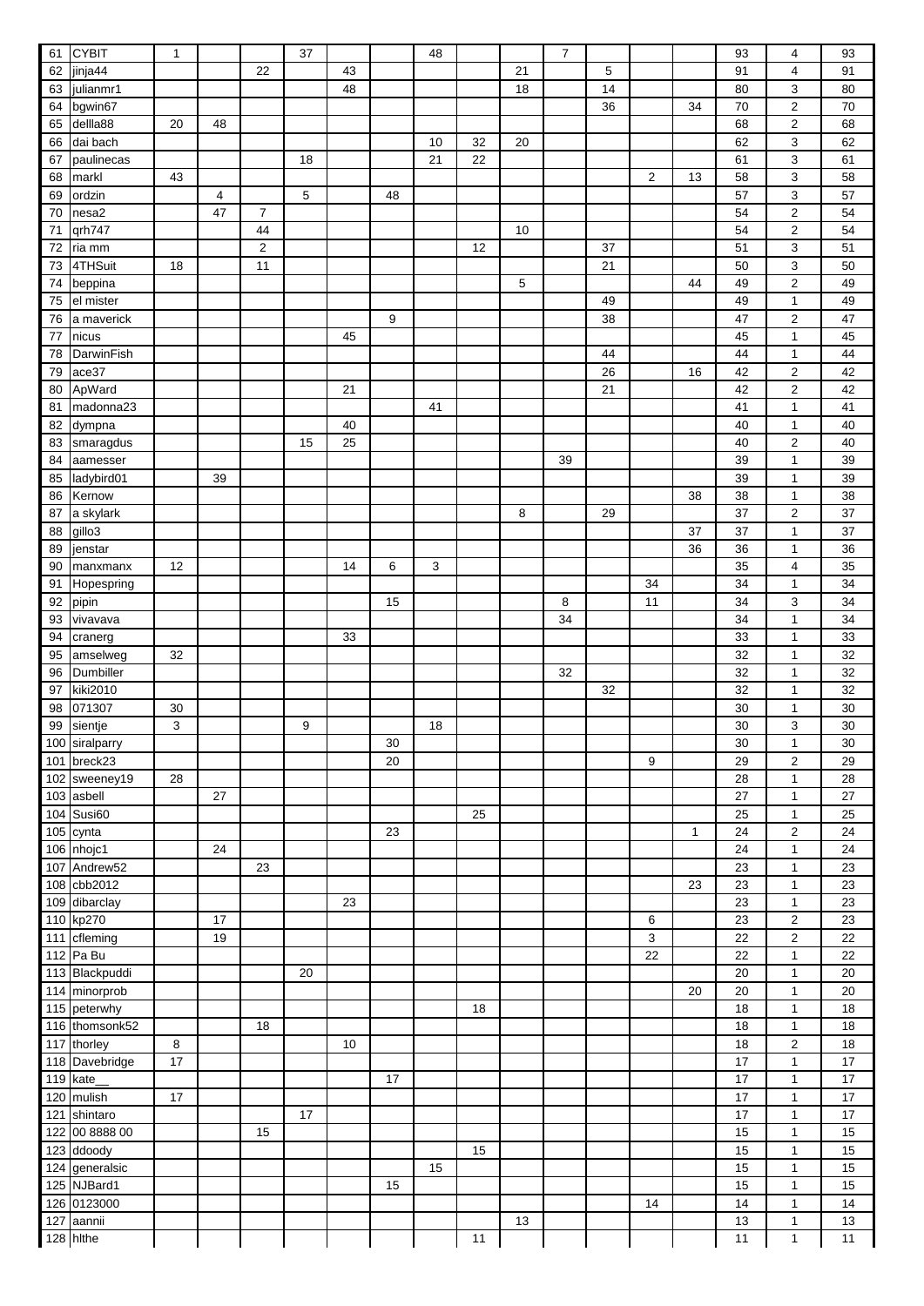| | | | | | | | | | | | | | | | | | |
|---|---|---|---|---|---|---|---|---|---|---|---|---|---|---|---|---|---|
| 61 | CYBIT | 1 | | | 37 | | | 48 | | | 7 | | | | 93 | 4 | 93 |
| 62 | jinja44 | | | 22 | | 43 | | | | 21 | | 5 | | | 91 | 4 | 91 |
| 63 | julianmr1 | | | | | 48 | | | | 18 | | 14 | | | 80 | 3 | 80 |
| 64 | bgwin67 | | | | | | | | | | | 36 | | 34 | 70 | 2 | 70 |
| 65 | dellla88 | 20 | 48 | | | | | | | | | | | | 68 | 2 | 68 |
| 66 | dai bach | | | | | | | 10 | 32 | 20 | | | | | 62 | 3 | 62 |
| 67 | paulinecas | | | | 18 | | | 21 | 22 | | | | | | 61 | 3 | 61 |
| 68 | markl | 43 | | | | | | | | | | | 2 | 13 | 58 | 3 | 58 |
| 69 | ordzin | | 4 | | 5 | | 48 | | | | | | | | 57 | 3 | 57 |
| 70 | nesa2 | | 47 | 7 | | | | | | | | | | | 54 | 2 | 54 |
| 71 | qrh747 | | | 44 | | | | | | 10 | | | | | 54 | 2 | 54 |
| 72 | ria mm | | | 2 | | | | | 12 | | | 37 | | | 51 | 3 | 51 |
| 73 | 4THSuit | 18 | | 11 | | | | | | | | 21 | | | 50 | 3 | 50 |
| 74 | beppina | | | | | | | | | 5 | | | | 44 | 49 | 2 | 49 |
| 75 | el mister | | | | | | | | | | | 49 | | | 49 | 1 | 49 |
| 76 | a maverick | | | | | | 9 | | | | | 38 | | | 47 | 2 | 47 |
| 77 | nicus | | | | | 45 | | | | | | | | | 45 | 1 | 45 |
| 78 | DarwinFish | | | | | | | | | | | 44 | | | 44 | 1 | 44 |
| 79 | ace37 | | | | | | | | | | | 26 | | 16 | 42 | 2 | 42 |
| 80 | ApWard | | | | | 21 | | | | | | 21 | | | 42 | 2 | 42 |
| 81 | madonna23 | | | | | | | 41 | | | | | | | 41 | 1 | 41 |
| 82 | dympna | | | | | 40 | | | | | | | | | 40 | 1 | 40 |
| 83 | smaragdus | | | | 15 | 25 | | | | | | | | | 40 | 2 | 40 |
| 84 | aamesser | | | | | | | | | | 39 | | | | 39 | 1 | 39 |
| 85 | ladybird01 | | 39 | | | | | | | | | | | | 39 | 1 | 39 |
| 86 | Kernow | | | | | | | | | | | | | 38 | 38 | 1 | 38 |
| 87 | a skylark | | | | | | | | | 8 | | 29 | | | 37 | 2 | 37 |
| 88 | gillo3 | | | | | | | | | | | | | 37 | 37 | 1 | 37 |
| 89 | jenstar | | | | | | | | | | | | | 36 | 36 | 1 | 36 |
| 90 | manxmanx | 12 | | | | 14 | 6 | 3 | | | | | | | 35 | 4 | 35 |
| 91 | Hopespring | | | | | | | | | | | | 34 | | 34 | 1 | 34 |
| 92 | pipin | | | | | | 15 | | | | 8 | | 11 | | 34 | 3 | 34 |
| 93 | vivavava | | | | | | | | | | 34 | | | | 34 | 1 | 34 |
| 94 | cranerg | | | | | 33 | | | | | | | | | 33 | 1 | 33 |
| 95 | amselweg | 32 | | | | | | | | | | | | | 32 | 1 | 32 |
| 96 | Dumbiller | | | | | | | | | | 32 | | | | 32 | 1 | 32 |
| 97 | kiki2010 | | | | | | | | | | | 32 | | | 32 | 1 | 32 |
| 98 | 071307 | 30 | | | | | | | | | | | | | 30 | 1 | 30 |
| 99 | sientje | 3 | | | 9 | | | 18 | | | | | | | 30 | 3 | 30 |
| 100 | siralparry | | | | | | 30 | | | | | | | | 30 | 1 | 30 |
| 101 | breck23 | | | | | | 20 | | | | | | 9 | | 29 | 2 | 29 |
| 102 | sweeney19 | 28 | | | | | | | | | | | | | 28 | 1 | 28 |
| 103 | asbell | | 27 | | | | | | | | | | | | 27 | 1 | 27 |
| 104 | Susi60 | | | | | | | | 25 | | | | | | 25 | 1 | 25 |
| 105 | cynta | | | | | | 23 | | | | | | | 1 | 24 | 2 | 24 |
| 106 | nhojc1 | | 24 | | | | | | | | | | | | 24 | 1 | 24 |
| 107 | Andrew52 | | | 23 | | | | | | | | | | | 23 | 1 | 23 |
| 108 | cbb2012 | | | | | | | | | | | | | 23 | 23 | 1 | 23 |
| 109 | dibarclay | | | | | 23 | | | | | | | | | 23 | 1 | 23 |
| 110 | kp270 | | 17 | | | | | | | | | | 6 | | 23 | 2 | 23 |
| 111 | cfleming | | 19 | | | | | | | | | | 3 | | 22 | 2 | 22 |
| 112 | Pa Bu | | | | | | | | | | | | 22 | | 22 | 1 | 22 |
| 113 | Blackpuddi | | | | 20 | | | | | | | | | | 20 | 1 | 20 |
| 114 | minorprob | | | | | | | | | | | | | 20 | 20 | 1 | 20 |
| 115 | peterwhy | | | | | | | | 18 | | | | | | 18 | 1 | 18 |
| 116 | thomsonk52 | | | 18 | | | | | | | | | | | 18 | 1 | 18 |
| 117 | thorley | 8 | | | | 10 | | | | | | | | | 18 | 2 | 18 |
| 118 | Davebridge | 17 | | | | | | | | | | | | | 17 | 1 | 17 |
| 119 | kate__ | | | | | | 17 | | | | | | | | 17 | 1 | 17 |
| 120 | mulish | 17 | | | | | | | | | | | | | 17 | 1 | 17 |
| 121 | shintaro | | | | 17 | | | | | | | | | | 17 | 1 | 17 |
| 122 | 00 8888 00 | | | 15 | | | | | | | | | | | 15 | 1 | 15 |
| 123 | ddoody | | | | | | | | 15 | | | | | | 15 | 1 | 15 |
| 124 | generalsic | | | | | | | 15 | | | | | | | 15 | 1 | 15 |
| 125 | NJBard1 | | | | | | 15 | | | | | | | | 15 | 1 | 15 |
| 126 | 0123000 | | | | | | | | | | | | 14 | | 14 | 1 | 14 |
| 127 | aannii | | | | | | | | | 13 | | | | | 13 | 1 | 13 |
| 128 | hlthe | | | | | | | | 11 | | | | | | 11 | 1 | 11 |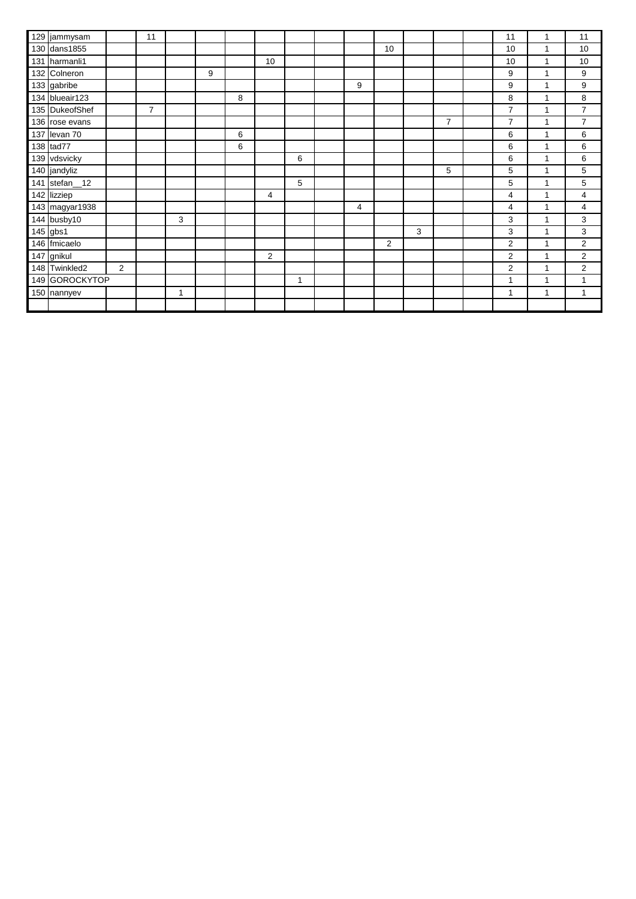| | | | | | | | | | | | | | | | | | |
|---|---|---|---|---|---|---|---|---|---|---|---|---|---|---|---|---|---|
| 129 | jammysam | | 11 | | | | | | | | | | | | 11 | 1 | 11 |
| 130 | dans1855 | | | | | | | | | | 10 | | | | 10 | 1 | 10 |
| 131 | harmanli1 | | | | | | 10 | | | | | | | | 10 | 1 | 10 |
| 132 | Colneron | | | | 9 | | | | | | | | | | 9 | 1 | 9 |
| 133 | gabribe | | | | | | | | | 9 | | | | | 9 | 1 | 9 |
| 134 | blueair123 | | | | | 8 | | | | | | | | | 8 | 1 | 8 |
| 135 | DukeofShef | | 7 | | | | | | | | | | | | 7 | 1 | 7 |
| 136 | rose evans | | | | | | | | | | | | 7 | | 7 | 1 | 7 |
| 137 | levan 70 | | | | | 6 | | | | | | | | | 6 | 1 | 6 |
| 138 | tad77 | | | | | 6 | | | | | | | | | 6 | 1 | 6 |
| 139 | vdsvicky | | | | | | | 6 | | | | | | | 6 | 1 | 6 |
| 140 | jandyliz | | | | | | | | | | | | 5 | | 5 | 1 | 5 |
| 141 | stefan__12 | | | | | | | 5 | | | | | | | 5 | 1 | 5 |
| 142 | lizziep | | | | | | 4 | | | | | | | | 4 | 1 | 4 |
| 143 | magyar1938 | | | | | | | | | 4 | | | | | 4 | 1 | 4 |
| 144 | busby10 | | | 3 | | | | | | | | | | | 3 | 1 | 3 |
| 145 | gbs1 | | | | | | | | | | | 3 | | | 3 | 1 | 3 |
| 146 | fmicaelo | | | | | | | | | | 2 | | | | 2 | 1 | 2 |
| 147 | gnikul | | | | | | 2 | | | | | | | | 2 | 1 | 2 |
| 148 | Twinkled2 | 2 | | | | | | | | | | | | | 2 | 1 | 2 |
| 149 | GOROCKYTOP | | | | | | | 1 | | | | | | | 1 | 1 | 1 |
| 150 | nannyev | | | 1 | | | | | | | | | | | 1 | 1 | 1 |
| | | | | | | | | | | | | | | | | | |